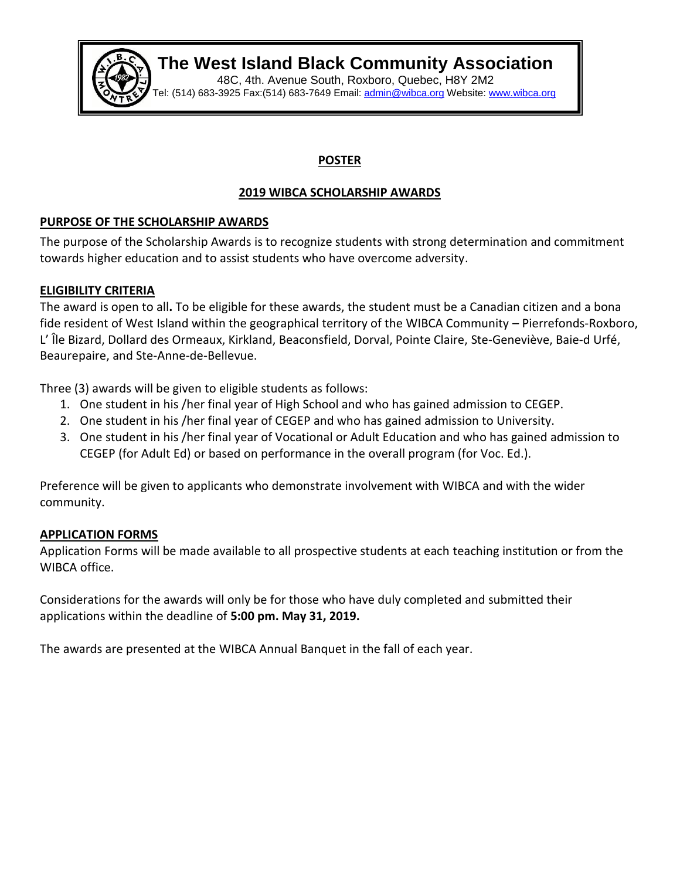# The West Island Black Community Association

48C, 4th. Avenue South, Roxboro, Quebec, H8Y 2M2
Tel: (514) 683-3925 Fax:(514) 683-7649 Email: admin@wibca.org Website: www.wibca.org

## POSTER

## 2019 WIBCA SCHOLARSHIP AWARDS

### PURPOSE OF THE SCHOLARSHIP AWARDS

The purpose of the Scholarship Awards is to recognize students with strong determination and commitment towards higher education and to assist students who have overcome adversity.

### ELIGIBILITY CRITERIA

The award is open to all**.** To be eligible for these awards, the student must be a Canadian citizen and a bona fide resident of West Island within the geographical territory of the WIBCA Community – Pierrefonds-Roxboro, L' Île Bizard, Dollard des Ormeaux, Kirkland, Beaconsfield, Dorval, Pointe Claire, Ste-Geneviève, Baie-d Urfé, Beaurepaire, and Ste-Anne-de-Bellevue.

Three (3) awards will be given to eligible students as follows:

1. One student in his /her final year of High School and who has gained admission to CEGEP.
2. One student in his /her final year of CEGEP and who has gained admission to University.
3. One student in his /her final year of Vocational or Adult Education and who has gained admission to CEGEP (for Adult Ed) or based on performance in the overall program (for Voc. Ed.).

Preference will be given to applicants who demonstrate involvement with WIBCA and with the wider community.

### APPLICATION FORMS

Application Forms will be made available to all prospective students at each teaching institution or from the WIBCA office.

Considerations for the awards will only be for those who have duly completed and submitted their applications within the deadline of **5:00 pm. May 31, 2019.**

The awards are presented at the WIBCA Annual Banquet in the fall of each year.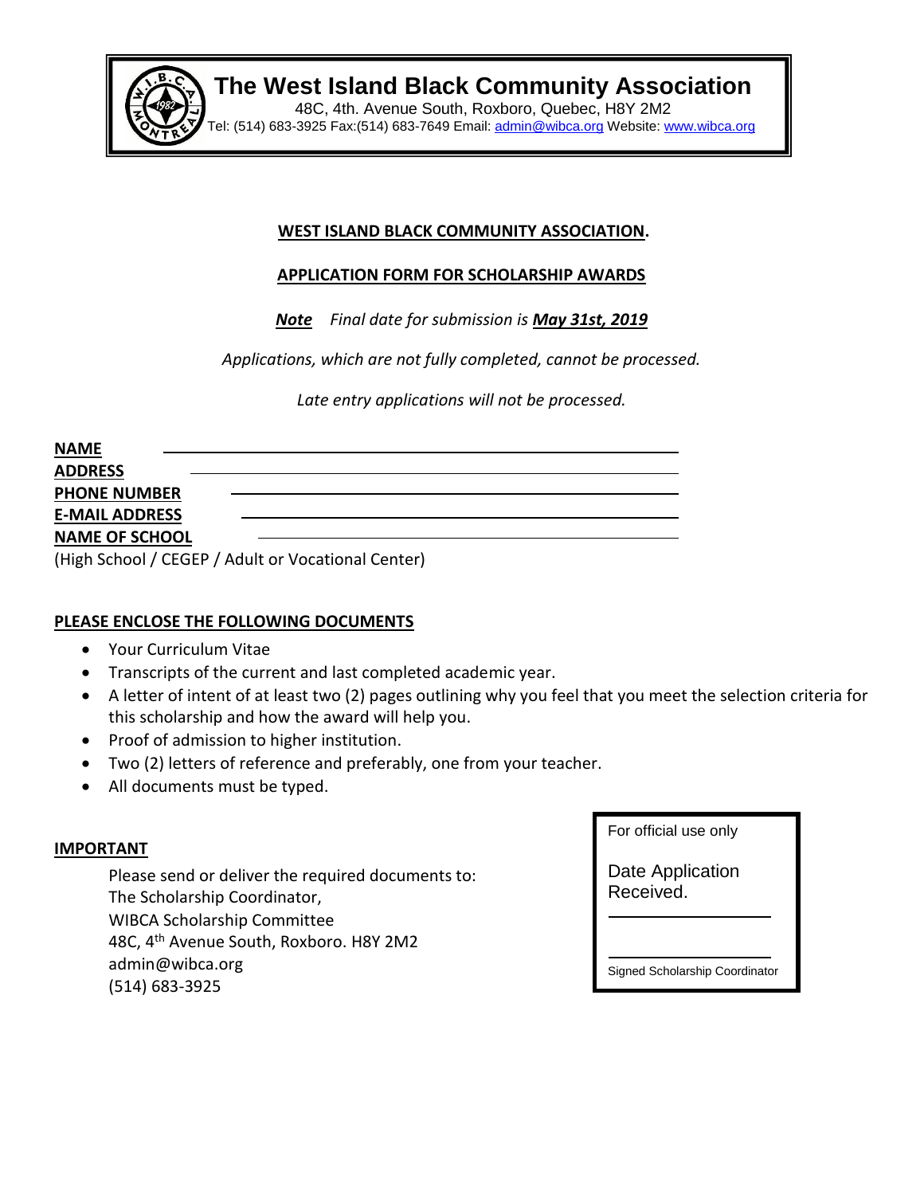# The West Island Black Community Association

48C, 4th. Avenue South, Roxboro, Quebec, H8Y 2M2
Tel: (514) 683-3925 Fax:(514) 683-7649 Email: admin@wibca.org Website: www.wibca.org

**WEST ISLAND BLACK COMMUNITY ASSOCIATION.**

**APPLICATION FORM FOR SCHOLARSHIP AWARDS**

***Note*** *Final date for submission is* ***May 31st, 2019***

*Applications, which are not fully completed, cannot be processed.*

*Late entry applications will not be processed.*

**NAME** ______________________________________________

**ADDRESS** ______________________________________________

**PHONE NUMBER** ______________________________________________

**E-MAIL ADDRESS** ______________________________________________

**NAME OF SCHOOL** ______________________________________________

(High School / CEGEP / Adult or Vocational Center)

**PLEASE ENCLOSE THE FOLLOWING DOCUMENTS**

- Your Curriculum Vitae
- Transcripts of the current and last completed academic year.
- A letter of intent of at least two (2) pages outlining why you feel that you meet the selection criteria for this scholarship and how the award will help you.
- Proof of admission to higher institution.
- Two (2) letters of reference and preferably, one from your teacher.
- All documents must be typed.

**IMPORTANT**

Please send or deliver the required documents to:
The Scholarship Coordinator,
WIBCA Scholarship Committee
48C, 4th Avenue South, Roxboro. H8Y 2M2
admin@wibca.org
(514) 683-3925

For official use only

Date Application Received.

______________________

______________________
Signed Scholarship Coordinator